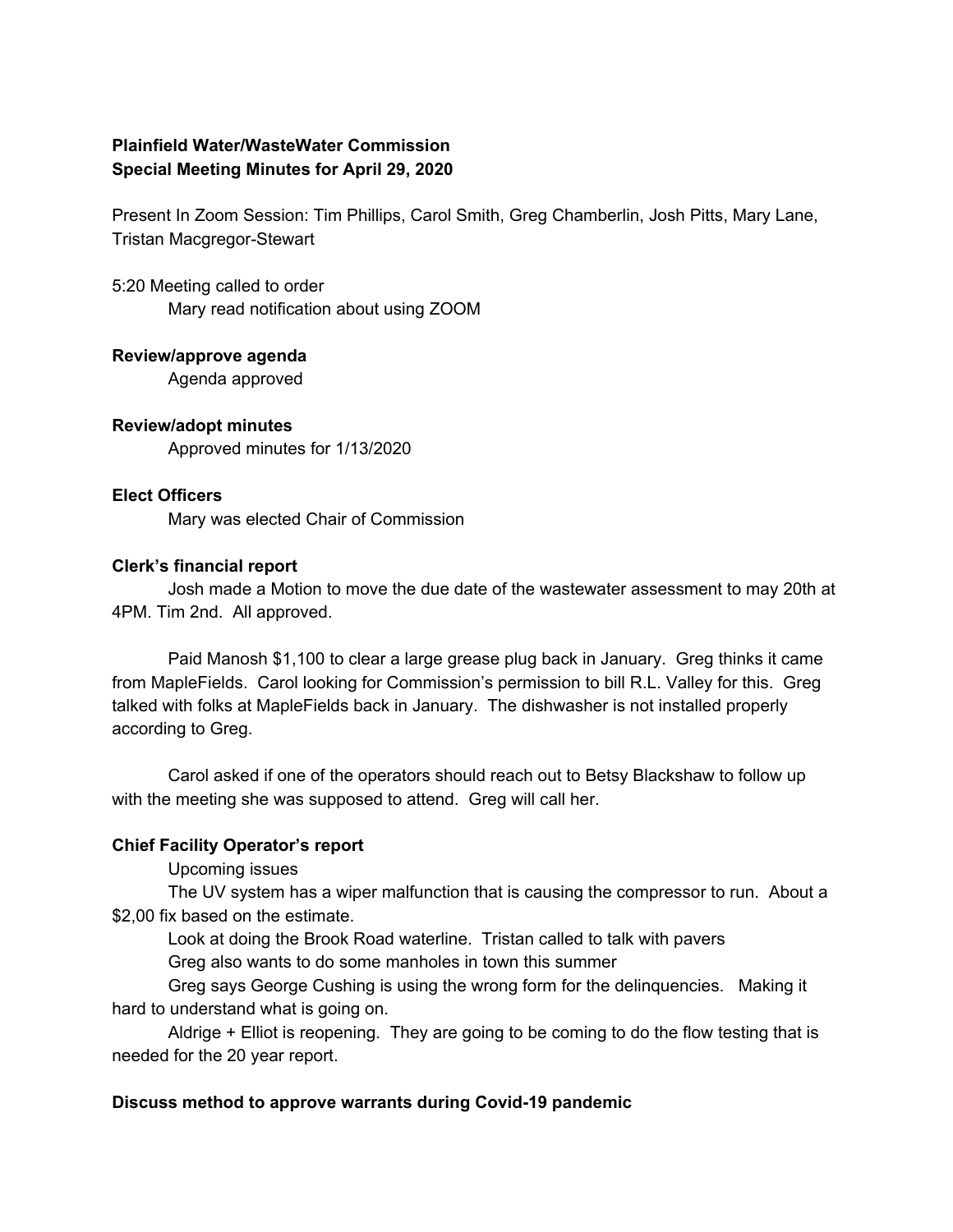**Plainfield Water/WasteWater Commission**
**Special Meeting Minutes for April 29, 2020**

Present In Zoom Session: Tim Phillips, Carol Smith, Greg Chamberlin, Josh Pitts, Mary Lane, Tristan Macgregor-Stewart

5:20 Meeting called to order

Mary read notification about using ZOOM

**Review/approve agenda**

Agenda approved

**Review/adopt minutes**

Approved minutes for 1/13/2020

**Elect Officers**

Mary was elected Chair of Commission

**Clerk's financial report**

Josh made a Motion to move the due date of the wastewater assessment to may 20th at 4PM. Tim 2nd. All approved.

Paid Manosh $1,100 to clear a large grease plug back in January. Greg thinks it came from MapleFields. Carol looking for Commission's permission to bill R.L. Valley for this. Greg talked with folks at MapleFields back in January. The dishwasher is not installed properly according to Greg.

Carol asked if one of the operators should reach out to Betsy Blackshaw to follow up with the meeting she was supposed to attend. Greg will call her.

**Chief Facility Operator's report**

Upcoming issues

The UV system has a wiper malfunction that is causing the compressor to run. About a $2,00 fix based on the estimate.

Look at doing the Brook Road waterline. Tristan called to talk with pavers

Greg also wants to do some manholes in town this summer

Greg says George Cushing is using the wrong form for the delinquencies. Making it hard to understand what is going on.

Aldrige + Elliot is reopening. They are going to be coming to do the flow testing that is needed for the 20 year report.

**Discuss method to approve warrants during Covid-19 pandemic**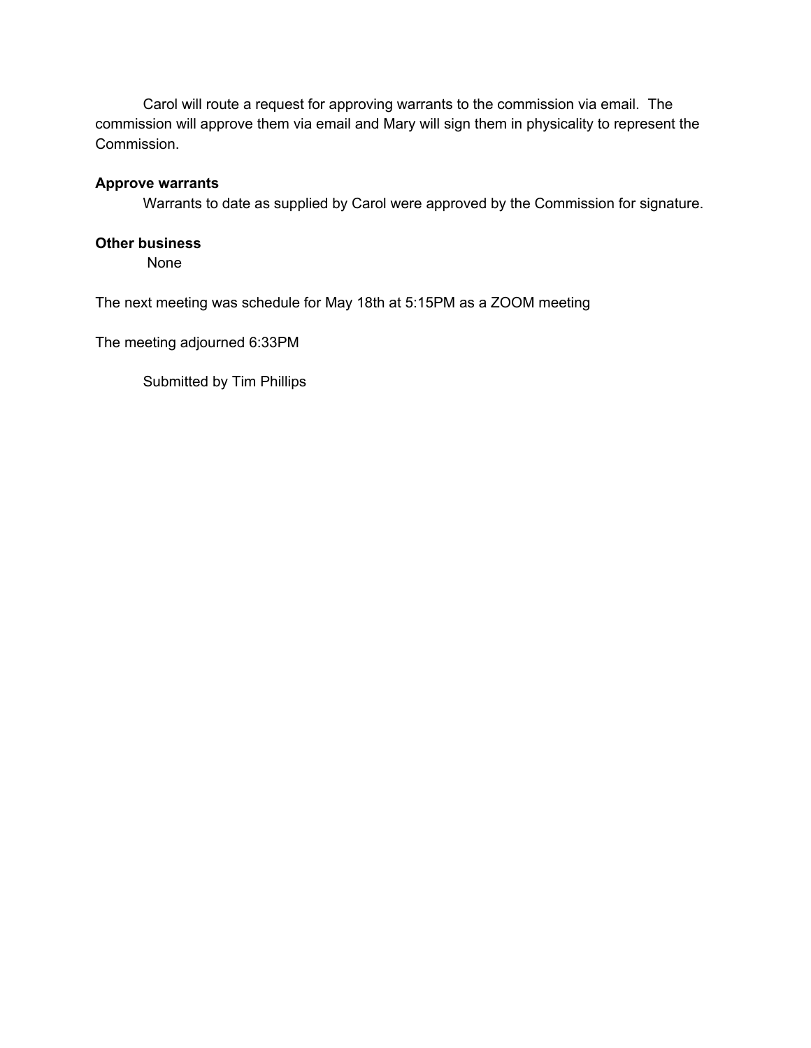Carol will route a request for approving warrants to the commission via email.  The commission will approve them via email and Mary will sign them in physicality to represent the Commission.

**Approve warrants**

Warrants to date as supplied by Carol were approved by the Commission for signature.

**Other business**

None

The next meeting was schedule for May 18th at 5:15PM as a ZOOM meeting

The meeting adjourned 6:33PM

Submitted by Tim Phillips